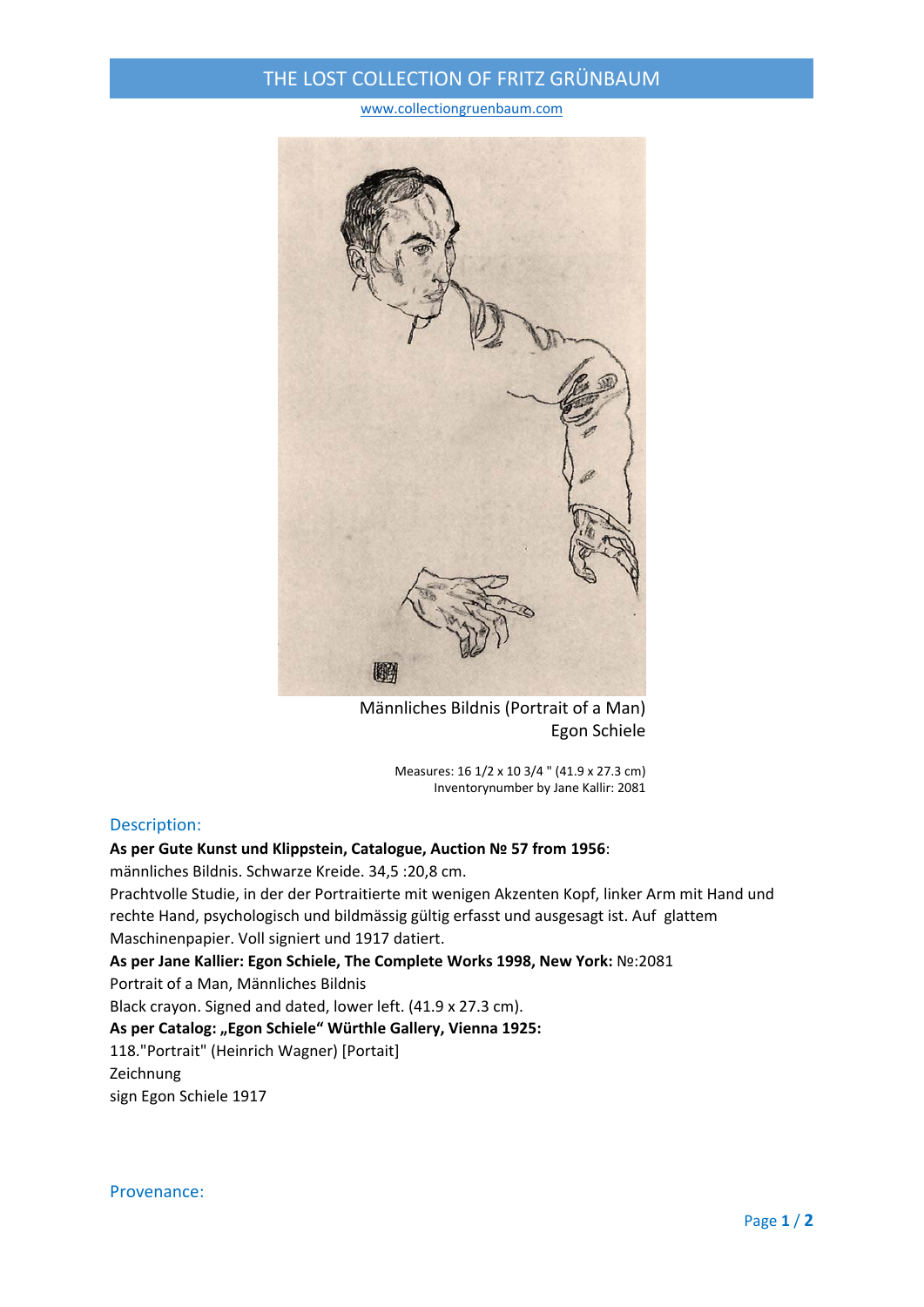# THE LOST COLLECTION OF FRITZ GRÜNBAUM

www.collectiongruenbaum.com

Männliches Bildnis (Portrait of a Man)
Egon Schiele

Measures: 16 1/2 x 10 3/4 " (41.9 x 27.3 cm)
Inventorynumber by Jane Kallir: 2081

## Description:

**As per Gute Kunst und Klippstein, Catalogue, Auction № 57 from 1956**:
männliches Bildnis. Schwarze Kreide. 34,5 :20,8 cm.
Prachtvolle Studie, in der der Portraitierte mit wenigen Akzenten Kopf, linker Arm mit Hand und rechte Hand, psychologisch und bildmässig gültig erfasst und ausgesagt ist. Auf glattem Maschinenpapier. Voll signiert und 1917 datiert.
**As per Jane Kallier: Egon Schiele, The Complete Works 1998, New York:** №:2081
Portrait of a Man, Männliches Bildnis
Black crayon. Signed and dated, lower left. (41.9 x 27.3 cm).
**As per Catalog: „Egon Schiele" Würthle Gallery, Vienna 1925:**
118."Portrait" (Heinrich Wagner) [Portait]
Zeichnung
sign Egon Schiele 1917

## Provenance: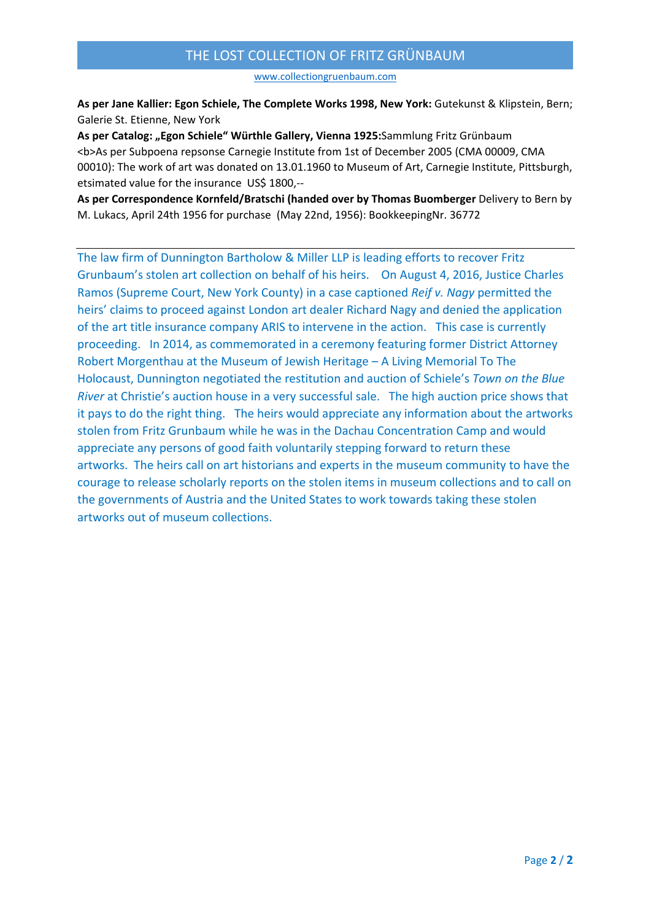**As per Jane Kallier: Egon Schiele, The Complete Works 1998, New York:** Gutekunst & Klipstein, Bern; Galerie St. Etienne, New York

**As per Catalog: „Egon Schiele" Würthle Gallery, Vienna 1925:**Sammlung Fritz Grünbaum

<b>As per Subpoena repsonse Carnegie Institute from 1st of December 2005 (CMA 00009, CMA 00010): The work of art was donated on 13.01.1960 to Museum of Art, Carnegie Institute, Pittsburgh, etsimated value for the insurance US$ 1800,--

**As per Correspondence Kornfeld/Bratschi (handed over by Thomas Buomberger** Delivery to Bern by M. Lukacs, April 24th 1956 for purchase (May 22nd, 1956): BookkeepingNr. 36772

---

The law firm of Dunnington Bartholow & Miller LLP is leading efforts to recover Fritz Grunbaum's stolen art collection on behalf of his heirs. On August 4, 2016, Justice Charles Ramos (Supreme Court, New York County) in a case captioned *Reif v. Nagy* permitted the heirs' claims to proceed against London art dealer Richard Nagy and denied the application of the art title insurance company ARIS to intervene in the action. This case is currently proceeding. In 2014, as commemorated in a ceremony featuring former District Attorney Robert Morgenthau at the Museum of Jewish Heritage – A Living Memorial To The Holocaust, Dunnington negotiated the restitution and auction of Schiele's *Town on the Blue River* at Christie's auction house in a very successful sale. The high auction price shows that it pays to do the right thing. The heirs would appreciate any information about the artworks stolen from Fritz Grunbaum while he was in the Dachau Concentration Camp and would appreciate any persons of good faith voluntarily stepping forward to return these artworks. The heirs call on art historians and experts in the museum community to have the courage to release scholarly reports on the stolen items in museum collections and to call on the governments of Austria and the United States to work towards taking these stolen artworks out of museum collections.